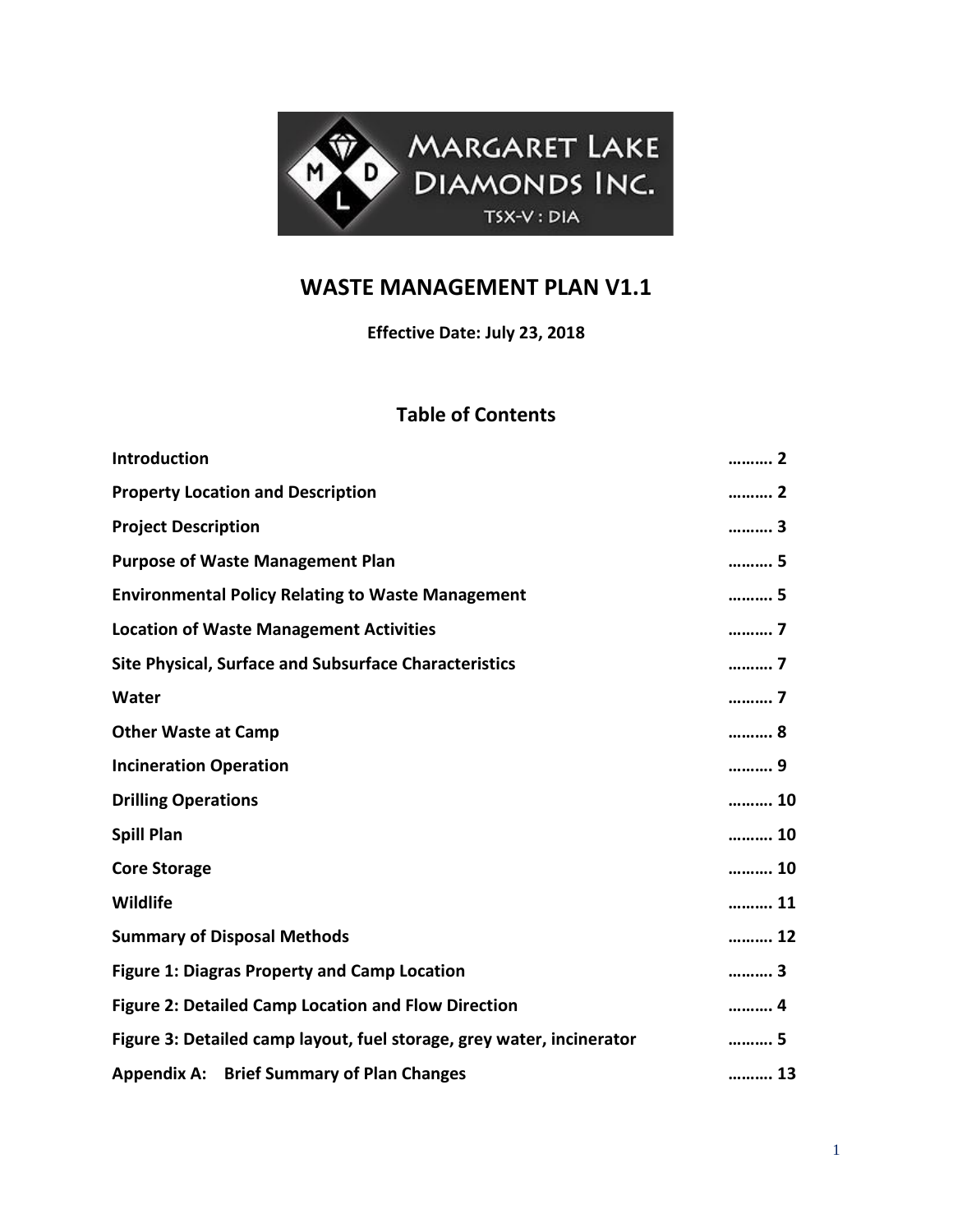# WASTE MANAGEMENT PLAN V1.1

**Effective Date: July 23, 2018**

## Table of Contents

| | |
|---|---|
| **Introduction** | **………. 2** |
| **Property Location and Description** | **………. 2** |
| **Project Description** | **………. 3** |
| **Purpose of Waste Management Plan** | **………. 5** |
| **Environmental Policy Relating to Waste Management** | **………. 5** |
| **Location of Waste Management Activities** | **………. 7** |
| **Site Physical, Surface and Subsurface Characteristics** | **………. 7** |
| **Water** | **………. 7** |
| **Other Waste at Camp** | **………. 8** |
| **Incineration Operation** | **………. 9** |
| **Drilling Operations** | **………. 10** |
| **Spill Plan** | **………. 10** |
| **Core Storage** | **………. 10** |
| **Wildlife** | **………. 11** |
| **Summary of Disposal Methods** | **………. 12** |
| **Figure 1: Diagras Property and Camp Location** | **………. 3** |
| **Figure 2: Detailed Camp Location and Flow Direction** | **………. 4** |
| **Figure 3: Detailed camp layout, fuel storage, grey water, incinerator** | **………. 5** |
| **Appendix A: Brief Summary of Plan Changes** | **………. 13** |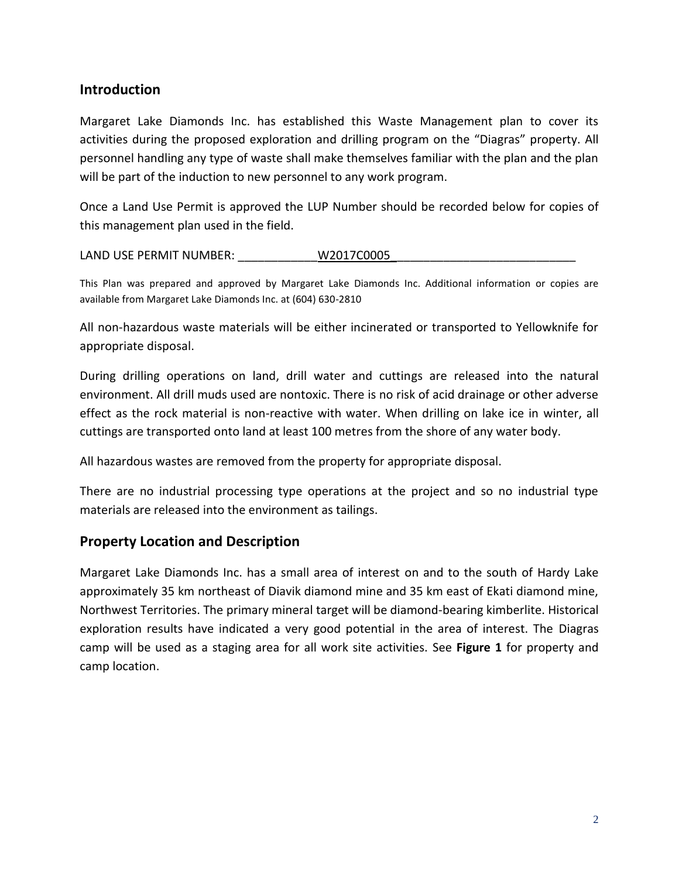## Introduction

Margaret Lake Diamonds Inc. has established this Waste Management plan to cover its activities during the proposed exploration and drilling program on the "Diagras" property. All personnel handling any type of waste shall make themselves familiar with the plan and the plan will be part of the induction to new personnel to any work program.

Once a Land Use Permit is approved the LUP Number should be recorded below for copies of this management plan used in the field.

LAND USE PERMIT NUMBER: ____________W2017C0005___________________________

This Plan was prepared and approved by Margaret Lake Diamonds Inc. Additional information or copies are available from Margaret Lake Diamonds Inc. at (604) 630-2810

All non-hazardous waste materials will be either incinerated or transported to Yellowknife for appropriate disposal.

During drilling operations on land, drill water and cuttings are released into the natural environment. All drill muds used are nontoxic. There is no risk of acid drainage or other adverse effect as the rock material is non-reactive with water. When drilling on lake ice in winter, all cuttings are transported onto land at least 100 metres from the shore of any water body.

All hazardous wastes are removed from the property for appropriate disposal.

There are no industrial processing type operations at the project and so no industrial type materials are released into the environment as tailings.

## Property Location and Description

Margaret Lake Diamonds Inc. has a small area of interest on and to the south of Hardy Lake approximately 35 km northeast of Diavik diamond mine and 35 km east of Ekati diamond mine, Northwest Territories. The primary mineral target will be diamond-bearing kimberlite. Historical exploration results have indicated a very good potential in the area of interest. The Diagras camp will be used as a staging area for all work site activities. See **Figure 1** for property and camp location.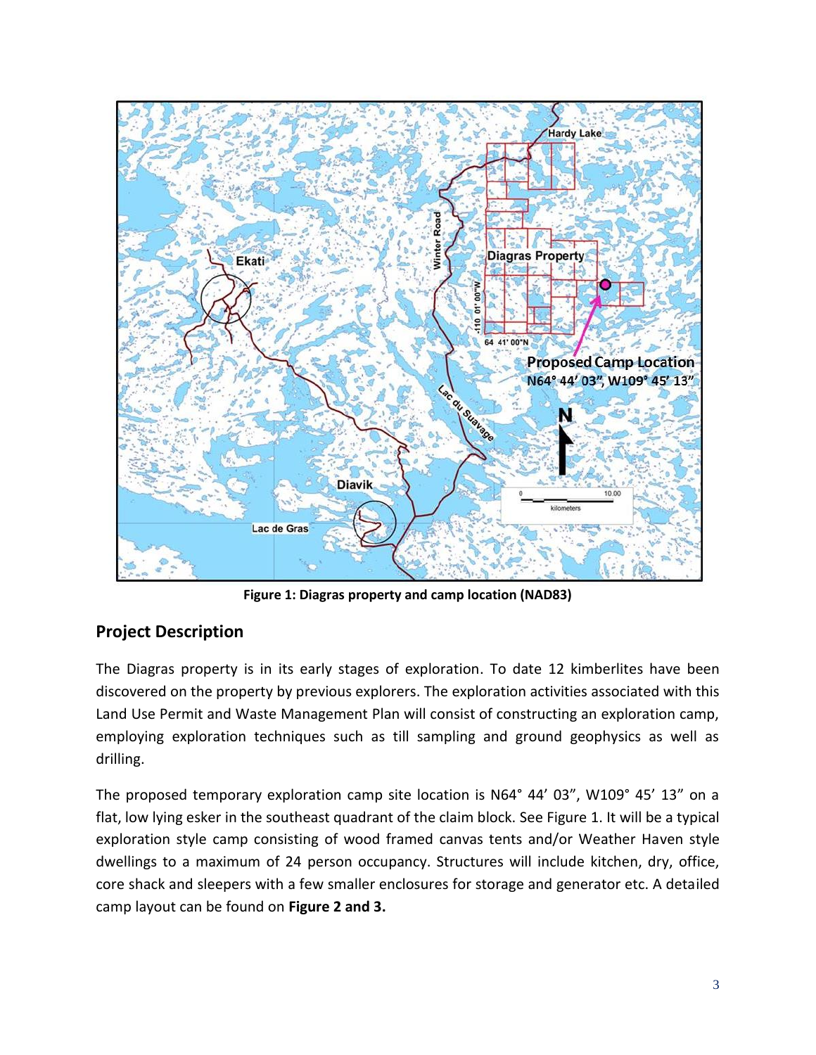Figure 1: Diagras property and camp location (NAD83)

## Project Description

The Diagras property is in its early stages of exploration. To date 12 kimberlites have been discovered on the property by previous explorers. The exploration activities associated with this Land Use Permit and Waste Management Plan will consist of constructing an exploration camp, employing exploration techniques such as till sampling and ground geophysics as well as drilling.

The proposed temporary exploration camp site location is N64° 44’ 03”, W109° 45’ 13” on a flat, low lying esker in the southeast quadrant of the claim block. See Figure 1. It will be a typical exploration style camp consisting of wood framed canvas tents and/or Weather Haven style dwellings to a maximum of 24 person occupancy. Structures will include kitchen, dry, office, core shack and sleepers with a few smaller enclosures for storage and generator etc. A detailed camp layout can be found on **Figure 2 and 3.**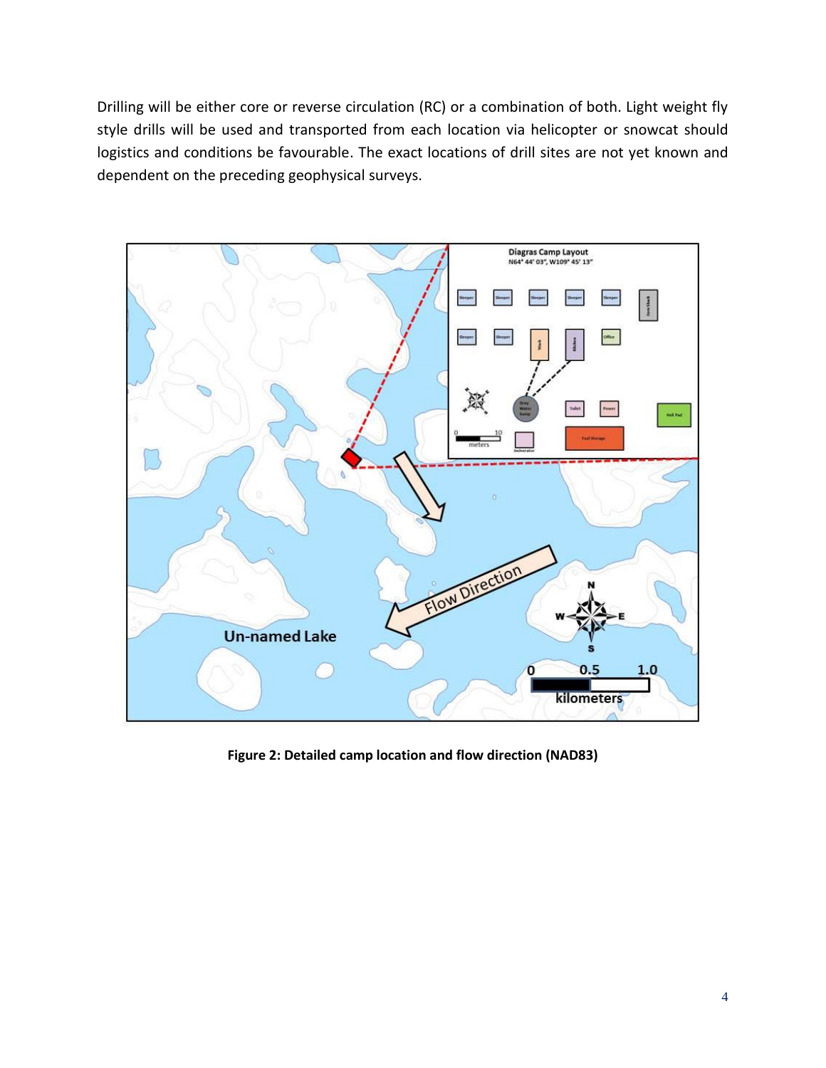Drilling will be either core or reverse circulation (RC) or a combination of both. Light weight fly style drills will be used and transported from each location via helicopter or snowcat should logistics and conditions be favourable. The exact locations of drill sites are not yet known and dependent on the preceding geophysical surveys.

**Figure 2: Detailed camp location and flow direction (NAD83)**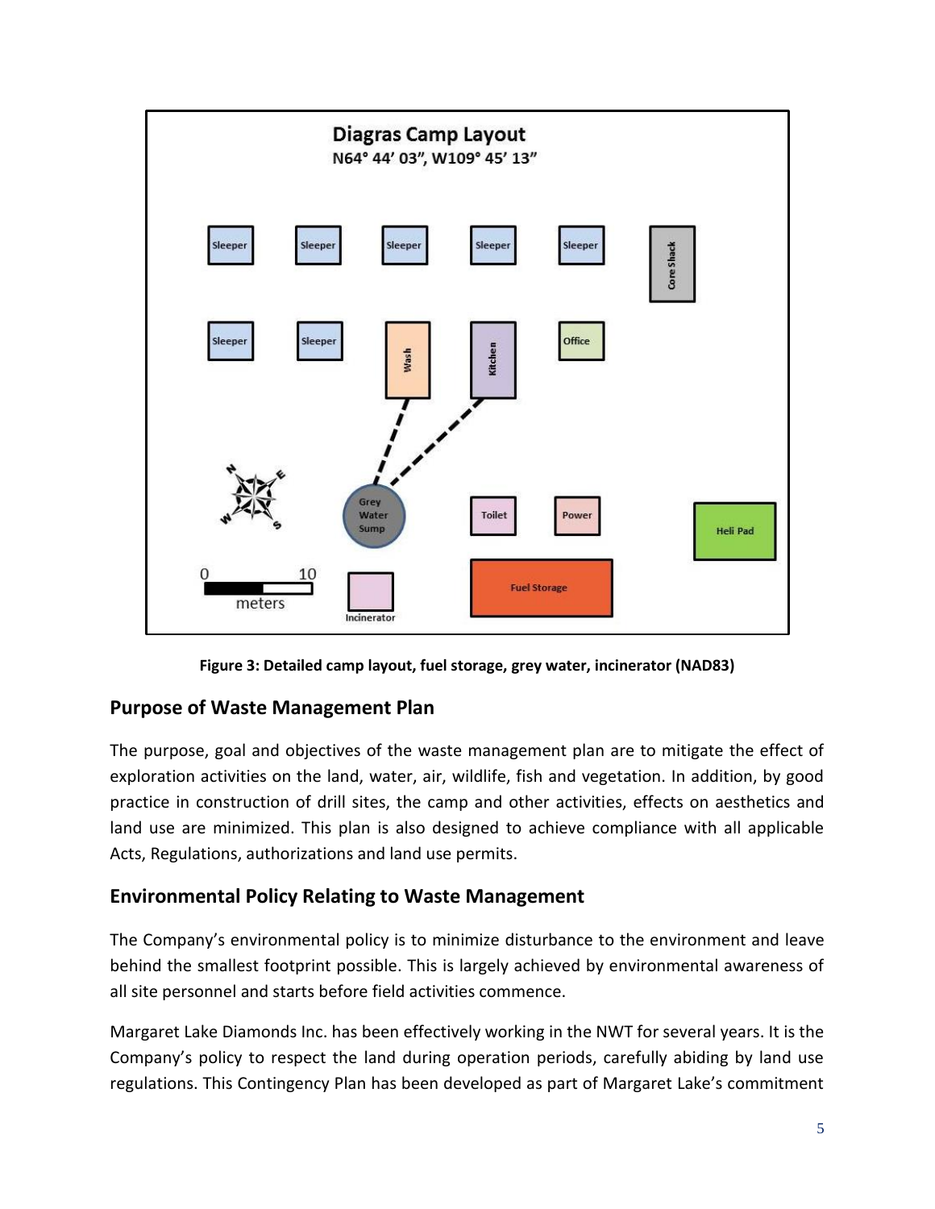**Diagras Camp Layout**
N64° 44' 03", W109° 45' 13"

Sleeper | Sleeper | Sleeper | Sleeper | Sleeper | Core Shack

Sleeper | Sleeper | Wash | Kitchen | Office

Grey Water Sump | Toilet | Power | Heli Pad

Incinerator | Fuel Storage

0 10 meters

Figure 3: Detailed camp layout, fuel storage, grey water, incinerator (NAD83)

## Purpose of Waste Management Plan

The purpose, goal and objectives of the waste management plan are to mitigate the effect of exploration activities on the land, water, air, wildlife, fish and vegetation. In addition, by good practice in construction of drill sites, the camp and other activities, effects on aesthetics and land use are minimized. This plan is also designed to achieve compliance with all applicable Acts, Regulations, authorizations and land use permits.

## Environmental Policy Relating to Waste Management

The Company's environmental policy is to minimize disturbance to the environment and leave behind the smallest footprint possible. This is largely achieved by environmental awareness of all site personnel and starts before field activities commence.

Margaret Lake Diamonds Inc. has been effectively working in the NWT for several years. It is the Company's policy to respect the land during operation periods, carefully abiding by land use regulations. This Contingency Plan has been developed as part of Margaret Lake's commitment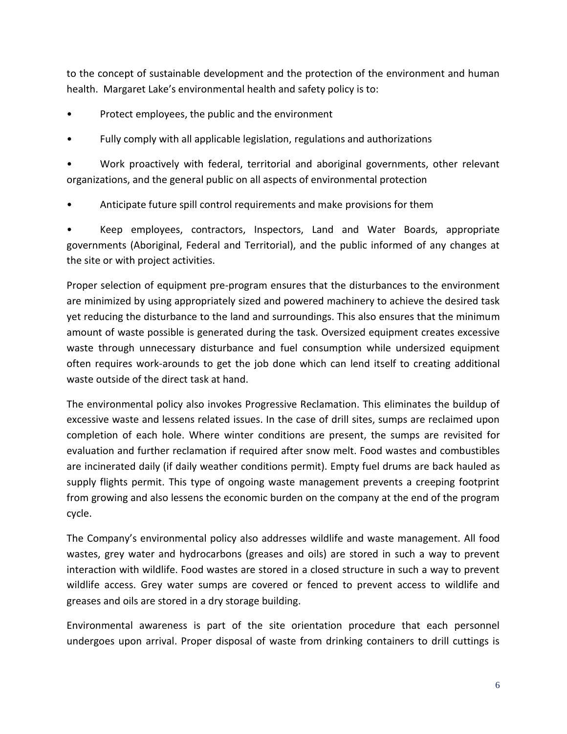to the concept of sustainable development and the protection of the environment and human health. Margaret Lake's environmental health and safety policy is to:

- Protect employees, the public and the environment
- Fully comply with all applicable legislation, regulations and authorizations
- Work proactively with federal, territorial and aboriginal governments, other relevant organizations, and the general public on all aspects of environmental protection
- Anticipate future spill control requirements and make provisions for them
- Keep employees, contractors, Inspectors, Land and Water Boards, appropriate governments (Aboriginal, Federal and Territorial), and the public informed of any changes at the site or with project activities.

Proper selection of equipment pre-program ensures that the disturbances to the environment are minimized by using appropriately sized and powered machinery to achieve the desired task yet reducing the disturbance to the land and surroundings. This also ensures that the minimum amount of waste possible is generated during the task. Oversized equipment creates excessive waste through unnecessary disturbance and fuel consumption while undersized equipment often requires work-arounds to get the job done which can lend itself to creating additional waste outside of the direct task at hand.

The environmental policy also invokes Progressive Reclamation. This eliminates the buildup of excessive waste and lessens related issues. In the case of drill sites, sumps are reclaimed upon completion of each hole. Where winter conditions are present, the sumps are revisited for evaluation and further reclamation if required after snow melt. Food wastes and combustibles are incinerated daily (if daily weather conditions permit). Empty fuel drums are back hauled as supply flights permit. This type of ongoing waste management prevents a creeping footprint from growing and also lessens the economic burden on the company at the end of the program cycle.

The Company's environmental policy also addresses wildlife and waste management. All food wastes, grey water and hydrocarbons (greases and oils) are stored in such a way to prevent interaction with wildlife. Food wastes are stored in a closed structure in such a way to prevent wildlife access. Grey water sumps are covered or fenced to prevent access to wildlife and greases and oils are stored in a dry storage building.

Environmental awareness is part of the site orientation procedure that each personnel undergoes upon arrival. Proper disposal of waste from drinking containers to drill cuttings is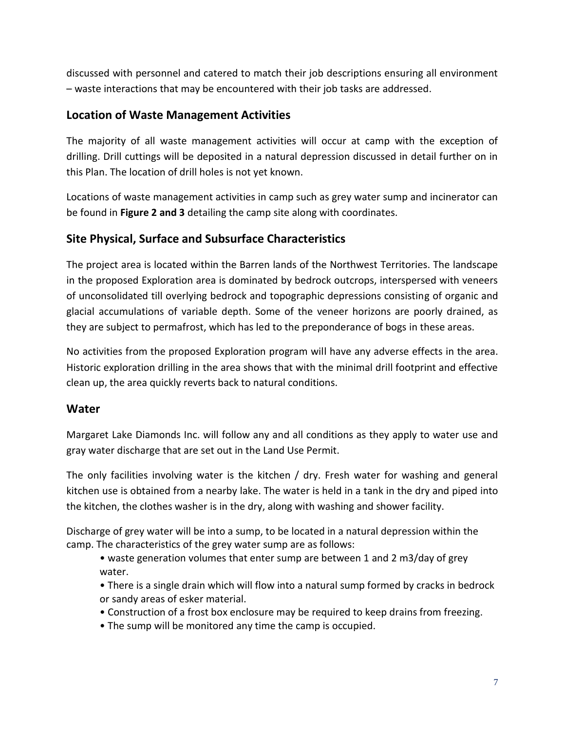discussed with personnel and catered to match their job descriptions ensuring all environment – waste interactions that may be encountered with their job tasks are addressed.

## Location of Waste Management Activities

The majority of all waste management activities will occur at camp with the exception of drilling. Drill cuttings will be deposited in a natural depression discussed in detail further on in this Plan. The location of drill holes is not yet known.

Locations of waste management activities in camp such as grey water sump and incinerator can be found in **Figure 2 and 3** detailing the camp site along with coordinates.

## Site Physical, Surface and Subsurface Characteristics

The project area is located within the Barren lands of the Northwest Territories. The landscape in the proposed Exploration area is dominated by bedrock outcrops, interspersed with veneers of unconsolidated till overlying bedrock and topographic depressions consisting of organic and glacial accumulations of variable depth. Some of the veneer horizons are poorly drained, as they are subject to permafrost, which has led to the preponderance of bogs in these areas.

No activities from the proposed Exploration program will have any adverse effects in the area. Historic exploration drilling in the area shows that with the minimal drill footprint and effective clean up, the area quickly reverts back to natural conditions.

## Water

Margaret Lake Diamonds Inc. will follow any and all conditions as they apply to water use and gray water discharge that are set out in the Land Use Permit.

The only facilities involving water is the kitchen / dry. Fresh water for washing and general kitchen use is obtained from a nearby lake. The water is held in a tank in the dry and piped into the kitchen, the clothes washer is in the dry, along with washing and shower facility.

Discharge of grey water will be into a sump, to be located in a natural depression within the camp. The characteristics of the grey water sump are as follows:

- waste generation volumes that enter sump are between 1 and 2 m3/day of grey water.
- There is a single drain which will flow into a natural sump formed by cracks in bedrock or sandy areas of esker material.
- Construction of a frost box enclosure may be required to keep drains from freezing.
- The sump will be monitored any time the camp is occupied.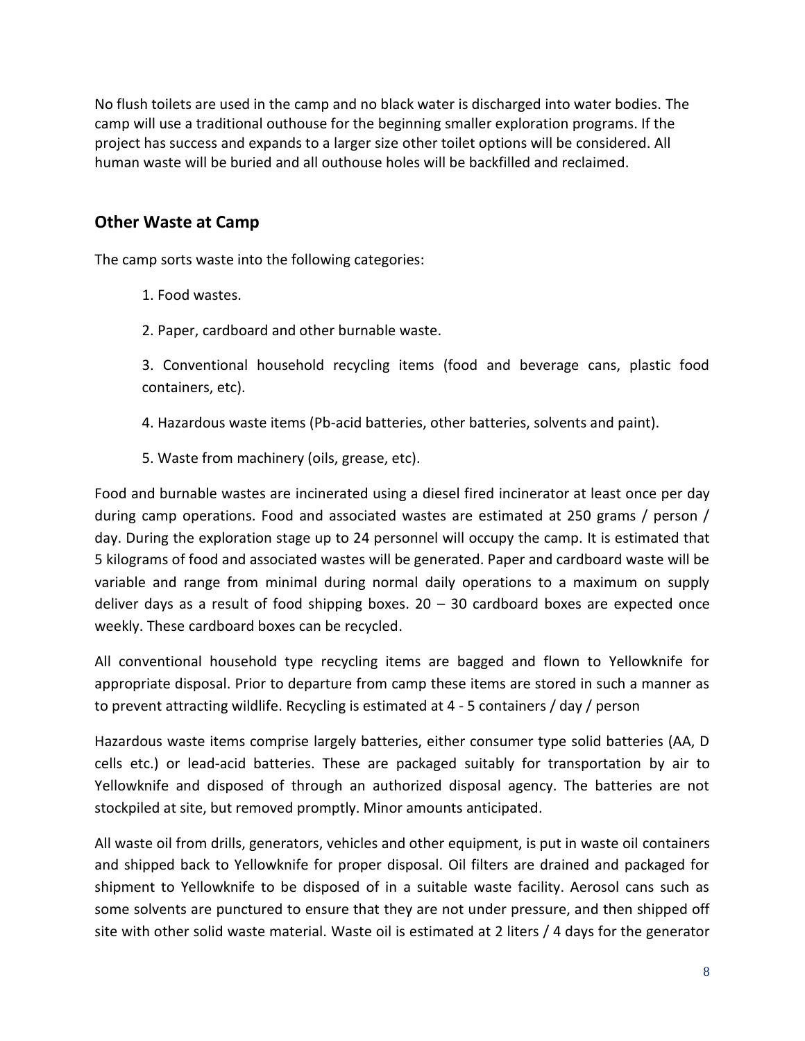No flush toilets are used in the camp and no black water is discharged into water bodies. The camp will use a traditional outhouse for the beginning smaller exploration programs. If the project has success and expands to a larger size other toilet options will be considered. All human waste will be buried and all outhouse holes will be backfilled and reclaimed.

## Other Waste at Camp

The camp sorts waste into the following categories:

1. Food wastes.
2. Paper, cardboard and other burnable waste.
3. Conventional household recycling items (food and beverage cans, plastic food containers, etc).
4. Hazardous waste items (Pb-acid batteries, other batteries, solvents and paint).
5. Waste from machinery (oils, grease, etc).

Food and burnable wastes are incinerated using a diesel fired incinerator at least once per day during camp operations. Food and associated wastes are estimated at 250 grams / person / day. During the exploration stage up to 24 personnel will occupy the camp. It is estimated that 5 kilograms of food and associated wastes will be generated. Paper and cardboard waste will be variable and range from minimal during normal daily operations to a maximum on supply deliver days as a result of food shipping boxes. 20 – 30 cardboard boxes are expected once weekly. These cardboard boxes can be recycled.

All conventional household type recycling items are bagged and flown to Yellowknife for appropriate disposal. Prior to departure from camp these items are stored in such a manner as to prevent attracting wildlife. Recycling is estimated at 4 - 5 containers / day / person

Hazardous waste items comprise largely batteries, either consumer type solid batteries (AA, D cells etc.) or lead-acid batteries. These are packaged suitably for transportation by air to Yellowknife and disposed of through an authorized disposal agency. The batteries are not stockpiled at site, but removed promptly. Minor amounts anticipated.

All waste oil from drills, generators, vehicles and other equipment, is put in waste oil containers and shipped back to Yellowknife for proper disposal. Oil filters are drained and packaged for shipment to Yellowknife to be disposed of in a suitable waste facility. Aerosol cans such as some solvents are punctured to ensure that they are not under pressure, and then shipped off site with other solid waste material. Waste oil is estimated at 2 liters / 4 days for the generator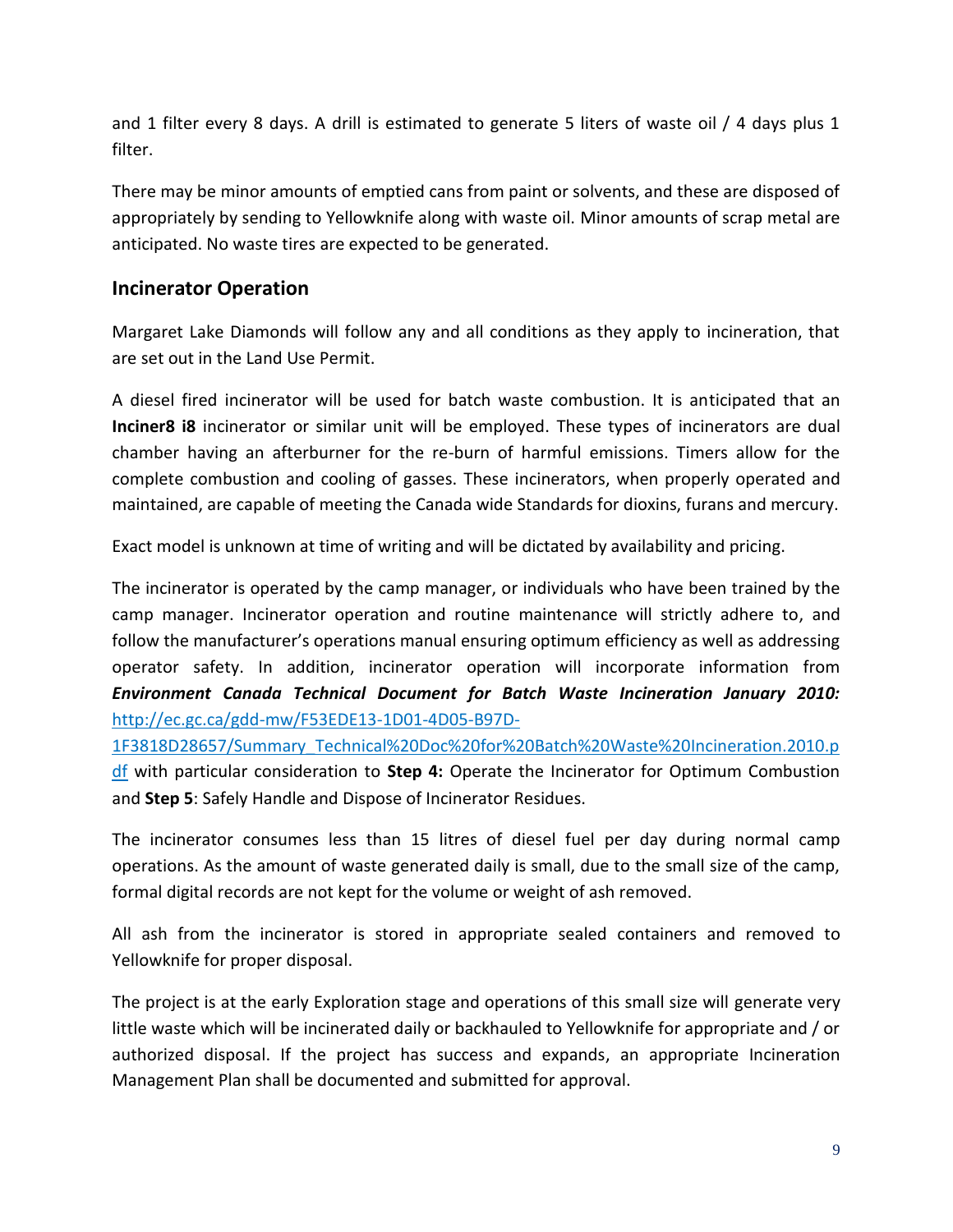and 1 filter every 8 days. A drill is estimated to generate 5 liters of waste oil / 4 days plus 1 filter.

There may be minor amounts of emptied cans from paint or solvents, and these are disposed of appropriately by sending to Yellowknife along with waste oil. Minor amounts of scrap metal are anticipated. No waste tires are expected to be generated.

## Incinerator Operation

Margaret Lake Diamonds will follow any and all conditions as they apply to incineration, that are set out in the Land Use Permit.

A diesel fired incinerator will be used for batch waste combustion. It is anticipated that an **Inciner8 i8** incinerator or similar unit will be employed. These types of incinerators are dual chamber having an afterburner for the re-burn of harmful emissions. Timers allow for the complete combustion and cooling of gasses. These incinerators, when properly operated and maintained, are capable of meeting the Canada wide Standards for dioxins, furans and mercury.

Exact model is unknown at time of writing and will be dictated by availability and pricing.

The incinerator is operated by the camp manager, or individuals who have been trained by the camp manager. Incinerator operation and routine maintenance will strictly adhere to, and follow the manufacturer's operations manual ensuring optimum efficiency as well as addressing operator safety. In addition, incinerator operation will incorporate information from ***Environment Canada Technical Document for Batch Waste Incineration January 2010:*** [http://ec.gc.ca/gdd-mw/F53EDE13-1D01-4D05-B97D-1F3818D28657/Summary_Technical%20Doc%20for%20Batch%20Waste%20Incineration.2010.pdf](http://ec.gc.ca/gdd-mw/F53EDE13-1D01-4D05-B97D-1F3818D28657/Summary_Technical%20Doc%20for%20Batch%20Waste%20Incineration.2010.pdf) with particular consideration to **Step 4:** Operate the Incinerator for Optimum Combustion and **Step 5**: Safely Handle and Dispose of Incinerator Residues.

The incinerator consumes less than 15 litres of diesel fuel per day during normal camp operations. As the amount of waste generated daily is small, due to the small size of the camp, formal digital records are not kept for the volume or weight of ash removed.

All ash from the incinerator is stored in appropriate sealed containers and removed to Yellowknife for proper disposal.

The project is at the early Exploration stage and operations of this small size will generate very little waste which will be incinerated daily or backhauled to Yellowknife for appropriate and / or authorized disposal. If the project has success and expands, an appropriate Incineration Management Plan shall be documented and submitted for approval.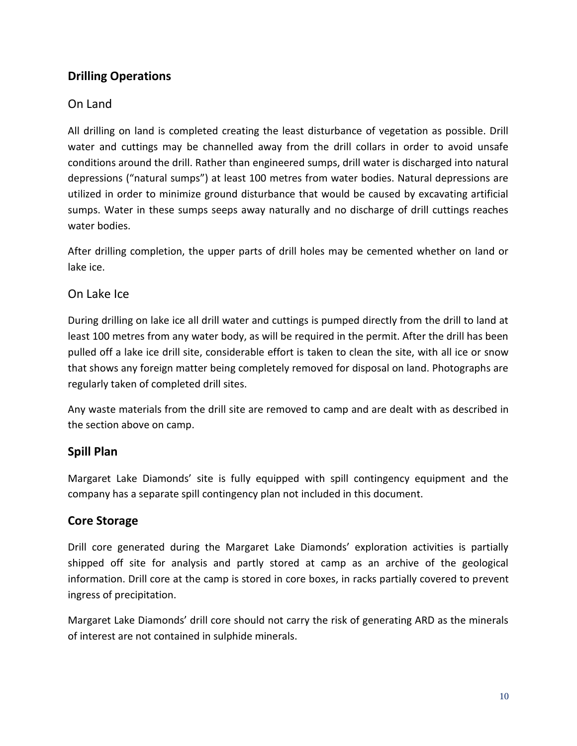## Drilling Operations

### On Land

All drilling on land is completed creating the least disturbance of vegetation as possible. Drill water and cuttings may be channelled away from the drill collars in order to avoid unsafe conditions around the drill. Rather than engineered sumps, drill water is discharged into natural depressions ("natural sumps") at least 100 metres from water bodies. Natural depressions are utilized in order to minimize ground disturbance that would be caused by excavating artificial sumps. Water in these sumps seeps away naturally and no discharge of drill cuttings reaches water bodies.

After drilling completion, the upper parts of drill holes may be cemented whether on land or lake ice.

### On Lake Ice

During drilling on lake ice all drill water and cuttings is pumped directly from the drill to land at least 100 metres from any water body, as will be required in the permit. After the drill has been pulled off a lake ice drill site, considerable effort is taken to clean the site, with all ice or snow that shows any foreign matter being completely removed for disposal on land. Photographs are regularly taken of completed drill sites.

Any waste materials from the drill site are removed to camp and are dealt with as described in the section above on camp.

## Spill Plan

Margaret Lake Diamonds' site is fully equipped with spill contingency equipment and the company has a separate spill contingency plan not included in this document.

## Core Storage

Drill core generated during the Margaret Lake Diamonds' exploration activities is partially shipped off site for analysis and partly stored at camp as an archive of the geological information. Drill core at the camp is stored in core boxes, in racks partially covered to prevent ingress of precipitation.

Margaret Lake Diamonds' drill core should not carry the risk of generating ARD as the minerals of interest are not contained in sulphide minerals.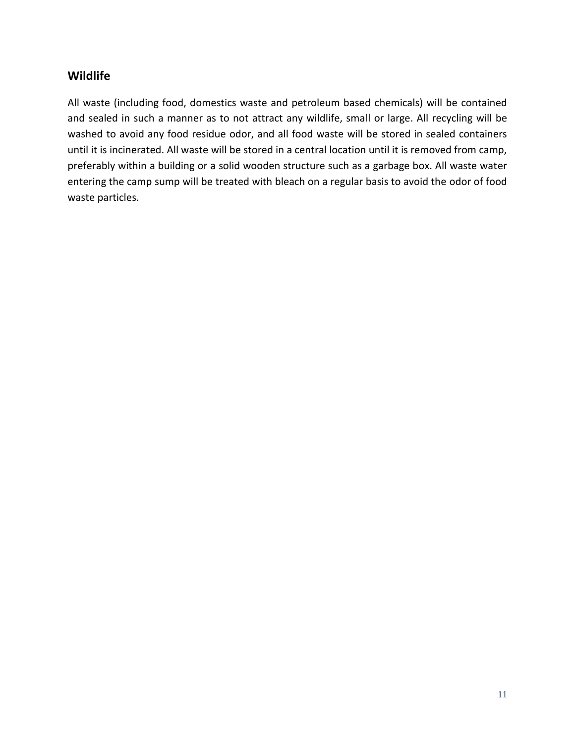## Wildlife

All waste (including food, domestics waste and petroleum based chemicals) will be contained and sealed in such a manner as to not attract any wildlife, small or large. All recycling will be washed to avoid any food residue odor, and all food waste will be stored in sealed containers until it is incinerated. All waste will be stored in a central location until it is removed from camp, preferably within a building or a solid wooden structure such as a garbage box. All waste water entering the camp sump will be treated with bleach on a regular basis to avoid the odor of food waste particles.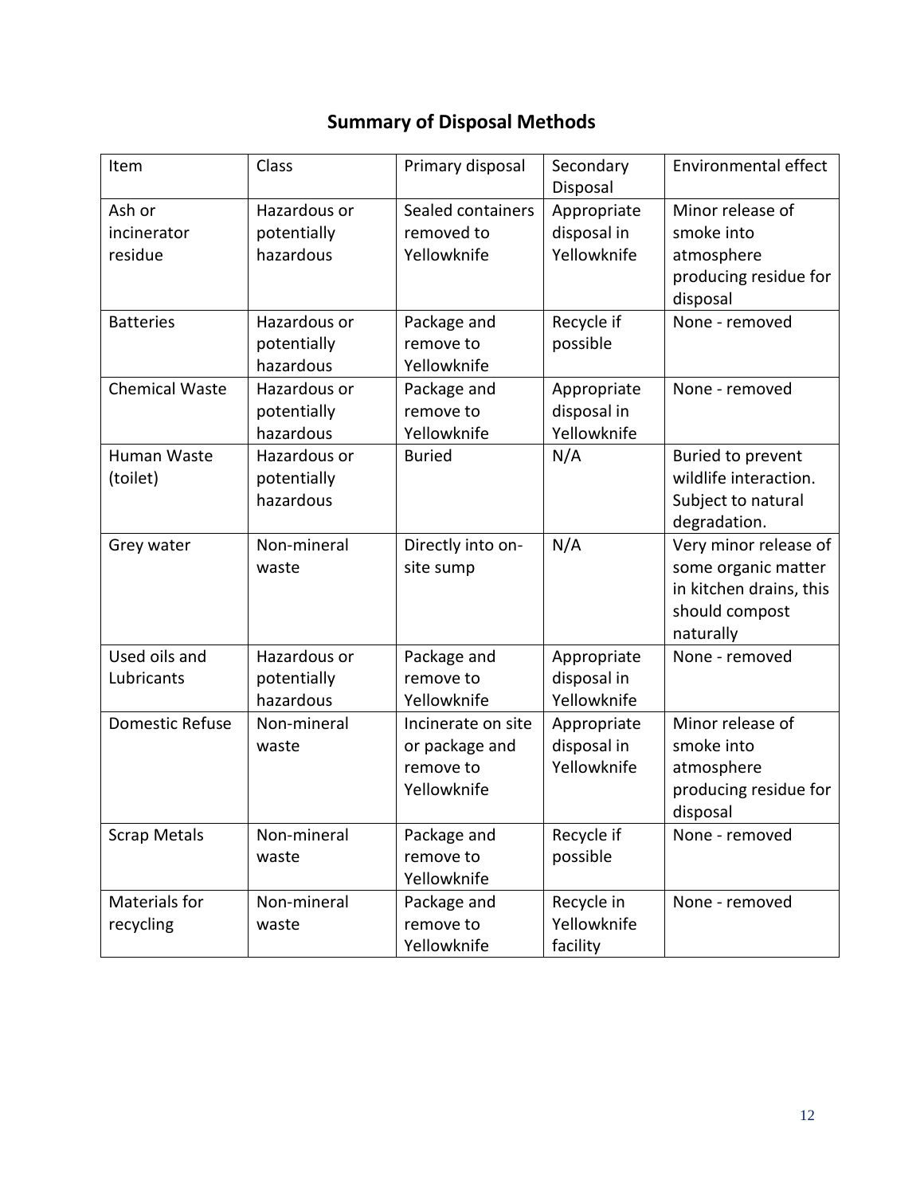## Summary of Disposal Methods

| Item | Class | Primary disposal | Secondary Disposal | Environmental effect |
|---|---|---|---|---|
| Ash or incinerator residue | Hazardous or potentially hazardous | Sealed containers removed to Yellowknife | Appropriate disposal in Yellowknife | Minor release of smoke into atmosphere producing residue for disposal |
| Batteries | Hazardous or potentially hazardous | Package and remove to Yellowknife | Recycle if possible | None - removed |
| Chemical Waste | Hazardous or potentially hazardous | Package and remove to Yellowknife | Appropriate disposal in Yellowknife | None - removed |
| Human Waste (toilet) | Hazardous or potentially hazardous | Buried | N/A | Buried to prevent wildlife interaction. Subject to natural degradation. |
| Grey water | Non-mineral waste | Directly into on-site sump | N/A | Very minor release of some organic matter in kitchen drains, this should compost naturally |
| Used oils and Lubricants | Hazardous or potentially hazardous | Package and remove to Yellowknife | Appropriate disposal in Yellowknife | None - removed |
| Domestic Refuse | Non-mineral waste | Incinerate on site or package and remove to Yellowknife | Appropriate disposal in Yellowknife | Minor release of smoke into atmosphere producing residue for disposal |
| Scrap Metals | Non-mineral waste | Package and remove to Yellowknife | Recycle if possible | None - removed |
| Materials for recycling | Non-mineral waste | Package and remove to Yellowknife | Recycle in Yellowknife facility | None - removed |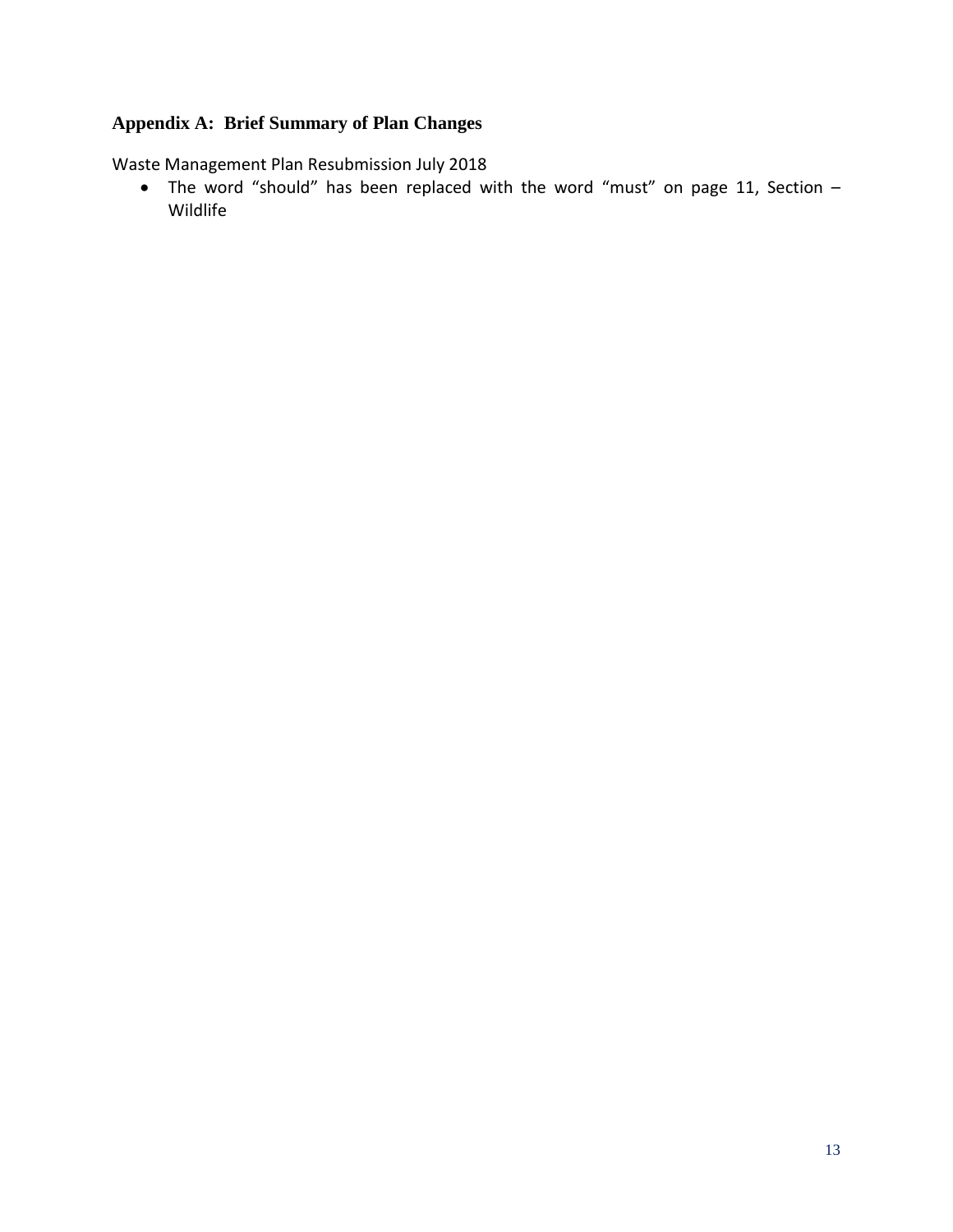## Appendix A: Brief Summary of Plan Changes

Waste Management Plan Resubmission July 2018

- The word “should” has been replaced with the word “must” on page 11, Section – Wildlife